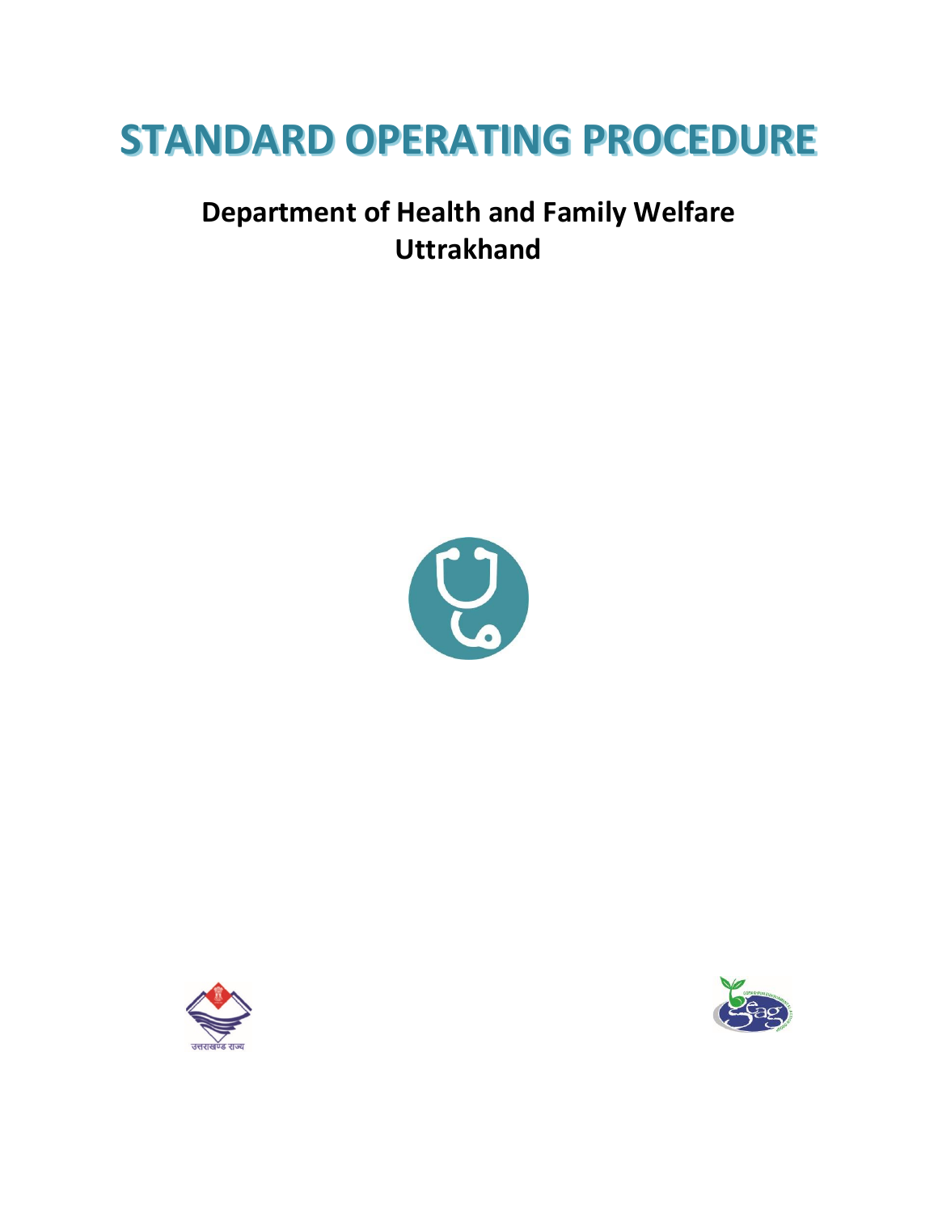# STANDARD OPERATING PROCEDURE

## Department of Health and Family Welfare
## Uttrakhand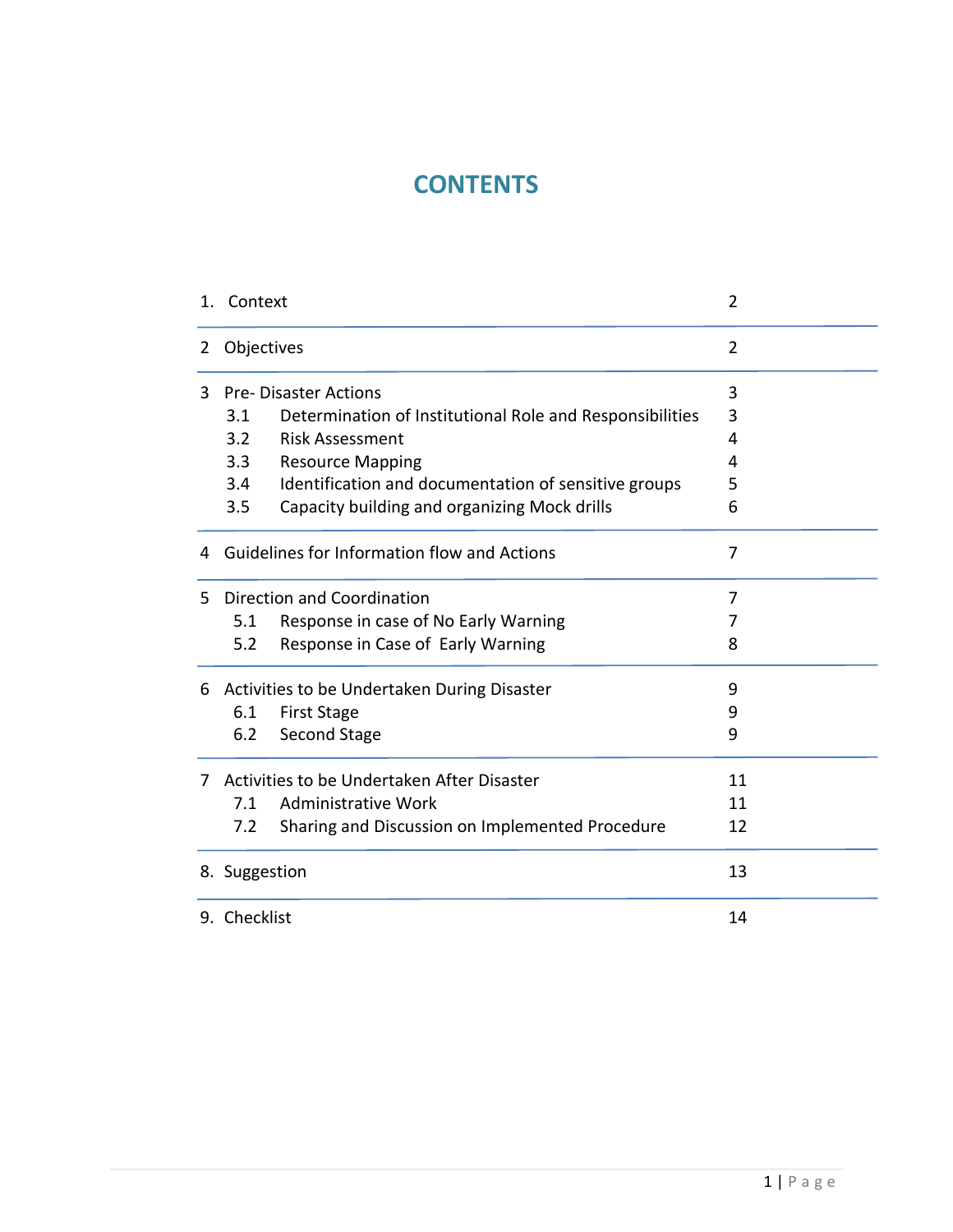# CONTENTS

| | |
|---|---|
| 1. Context | 2 |
| 2 Objectives | 2 |
| 3 Pre- Disaster Actions | 3 |
| 3.1 Determination of Institutional Role and Responsibilities | 3 |
| 3.2 Risk Assessment | 4 |
| 3.3 Resource Mapping | 4 |
| 3.4 Identification and documentation of sensitive groups | 5 |
| 3.5 Capacity building and organizing Mock drills | 6 |
| 4 Guidelines for Information flow and Actions | 7 |
| 5 Direction and Coordination | 7 |
| 5.1 Response in case of No Early Warning | 7 |
| 5.2 Response in Case of Early Warning | 8 |
| 6 Activities to be Undertaken During Disaster | 9 |
| 6.1 First Stage | 9 |
| 6.2 Second Stage | 9 |
| 7 Activities to be Undertaken After Disaster | 11 |
| 7.1 Administrative Work | 11 |
| 7.2 Sharing and Discussion on Implemented Procedure | 12 |
| 8. Suggestion | 13 |
| 9. Checklist | 14 |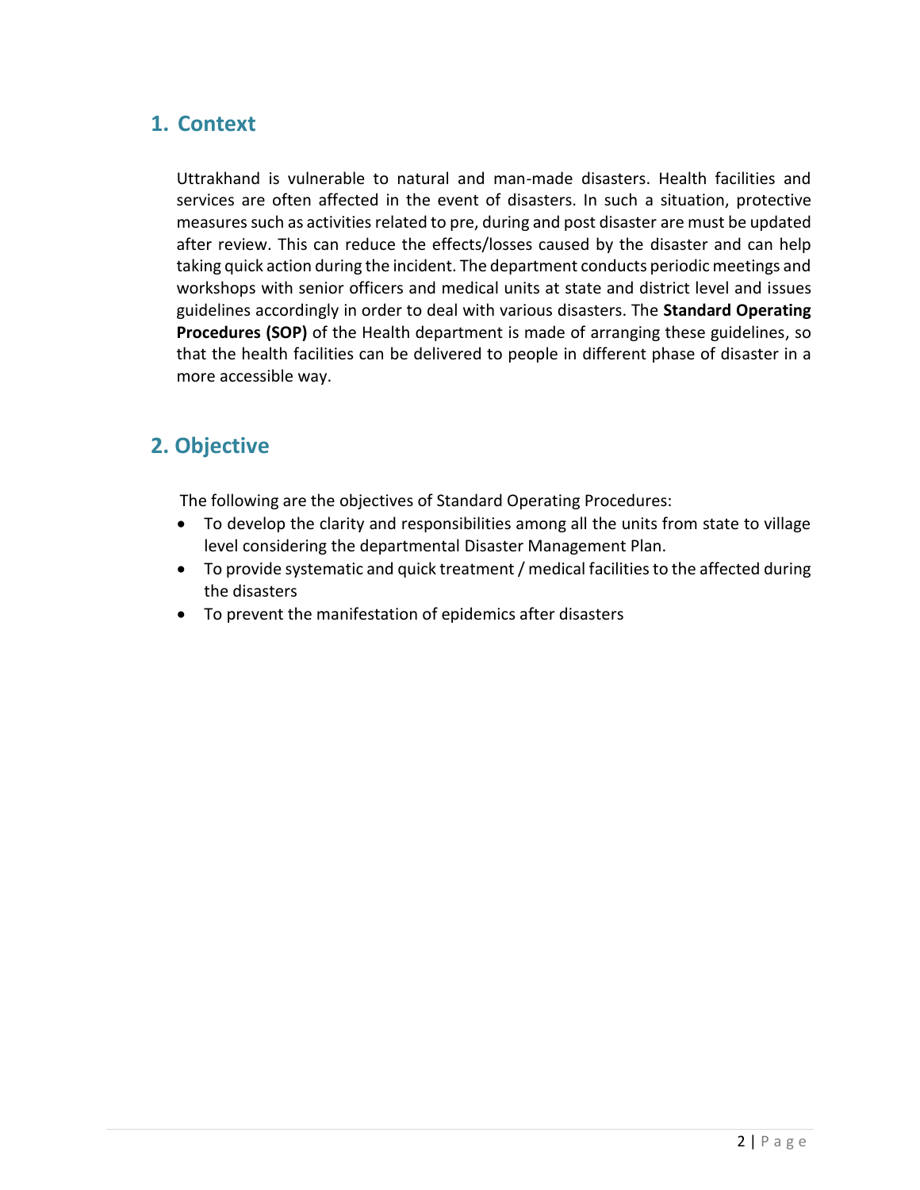## 1. Context

Uttrakhand is vulnerable to natural and man-made disasters. Health facilities and services are often affected in the event of disasters. In such a situation, protective measures such as activities related to pre, during and post disaster are must be updated after review. This can reduce the effects/losses caused by the disaster and can help taking quick action during the incident. The department conducts periodic meetings and workshops with senior officers and medical units at state and district level and issues guidelines accordingly in order to deal with various disasters. The **Standard Operating Procedures (SOP)** of the Health department is made of arranging these guidelines, so that the health facilities can be delivered to people in different phase of disaster in a more accessible way.

## 2. Objective

The following are the objectives of Standard Operating Procedures:

- To develop the clarity and responsibilities among all the units from state to village level considering the departmental Disaster Management Plan.
- To provide systematic and quick treatment / medical facilities to the affected during the disasters
- To prevent the manifestation of epidemics after disasters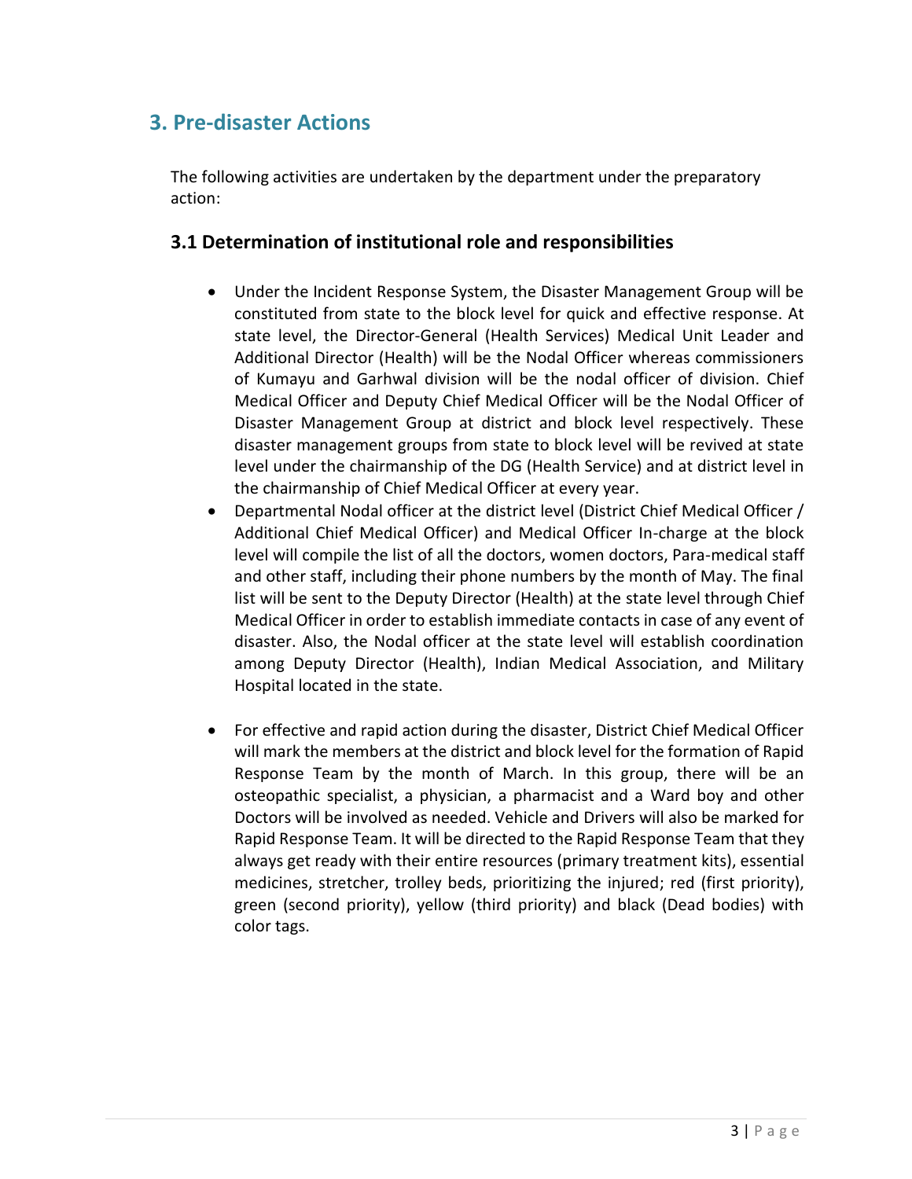## 3. Pre-disaster Actions

The following activities are undertaken by the department under the preparatory action:

### 3.1 Determination of institutional role and responsibilities

- Under the Incident Response System, the Disaster Management Group will be constituted from state to the block level for quick and effective response. At state level, the Director-General (Health Services) Medical Unit Leader and Additional Director (Health) will be the Nodal Officer whereas commissioners of Kumayu and Garhwal division will be the nodal officer of division. Chief Medical Officer and Deputy Chief Medical Officer will be the Nodal Officer of Disaster Management Group at district and block level respectively. These disaster management groups from state to block level will be revived at state level under the chairmanship of the DG (Health Service) and at district level in the chairmanship of Chief Medical Officer at every year.
- Departmental Nodal officer at the district level (District Chief Medical Officer / Additional Chief Medical Officer) and Medical Officer In-charge at the block level will compile the list of all the doctors, women doctors, Para-medical staff and other staff, including their phone numbers by the month of May. The final list will be sent to the Deputy Director (Health) at the state level through Chief Medical Officer in order to establish immediate contacts in case of any event of disaster. Also, the Nodal officer at the state level will establish coordination among Deputy Director (Health), Indian Medical Association, and Military Hospital located in the state.
- For effective and rapid action during the disaster, District Chief Medical Officer will mark the members at the district and block level for the formation of Rapid Response Team by the month of March. In this group, there will be an osteopathic specialist, a physician, a pharmacist and a Ward boy and other Doctors will be involved as needed. Vehicle and Drivers will also be marked for Rapid Response Team. It will be directed to the Rapid Response Team that they always get ready with their entire resources (primary treatment kits), essential medicines, stretcher, trolley beds, prioritizing the injured; red (first priority), green (second priority), yellow (third priority) and black (Dead bodies) with color tags.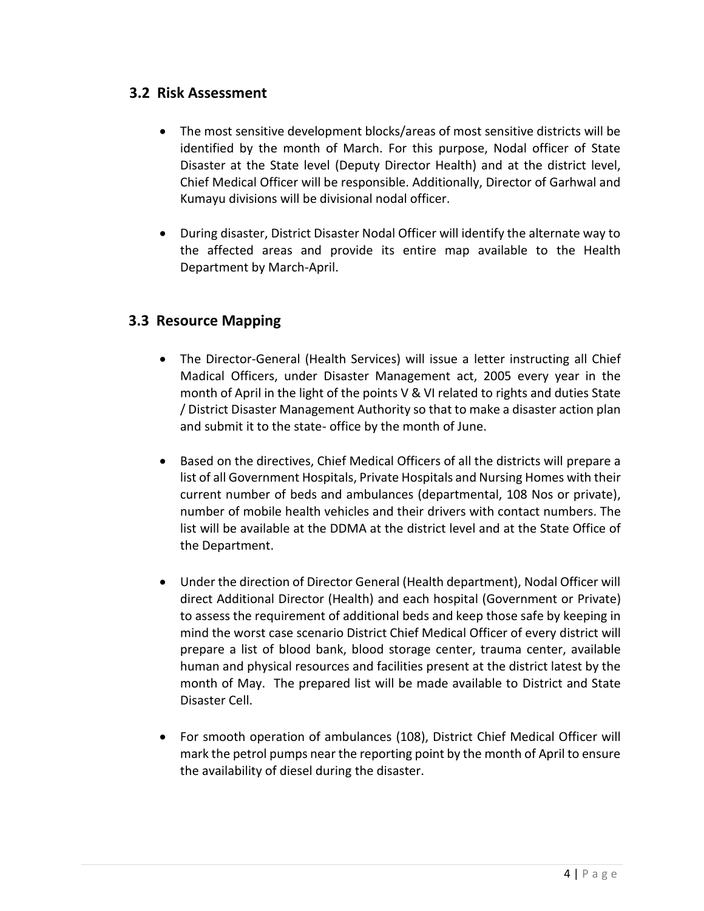## 3.2 Risk Assessment

- The most sensitive development blocks/areas of most sensitive districts will be identified by the month of March. For this purpose, Nodal officer of State Disaster at the State level (Deputy Director Health) and at the district level, Chief Medical Officer will be responsible. Additionally, Director of Garhwal and Kumayu divisions will be divisional nodal officer.

- During disaster, District Disaster Nodal Officer will identify the alternate way to the affected areas and provide its entire map available to the Health Department by March-April.

## 3.3 Resource Mapping

- The Director-General (Health Services) will issue a letter instructing all Chief Madical Officers, under Disaster Management act, 2005 every year in the month of April in the light of the points V & VI related to rights and duties State / District Disaster Management Authority so that to make a disaster action plan and submit it to the state- office by the month of June.

- Based on the directives, Chief Medical Officers of all the districts will prepare a list of all Government Hospitals, Private Hospitals and Nursing Homes with their current number of beds and ambulances (departmental, 108 Nos or private), number of mobile health vehicles and their drivers with contact numbers. The list will be available at the DDMA at the district level and at the State Office of the Department.

- Under the direction of Director General (Health department), Nodal Officer will direct Additional Director (Health) and each hospital (Government or Private) to assess the requirement of additional beds and keep those safe by keeping in mind the worst case scenario District Chief Medical Officer of every district will prepare a list of blood bank, blood storage center, trauma center, available human and physical resources and facilities present at the district latest by the month of May. The prepared list will be made available to District and State Disaster Cell.

- For smooth operation of ambulances (108), District Chief Medical Officer will mark the petrol pumps near the reporting point by the month of April to ensure the availability of diesel during the disaster.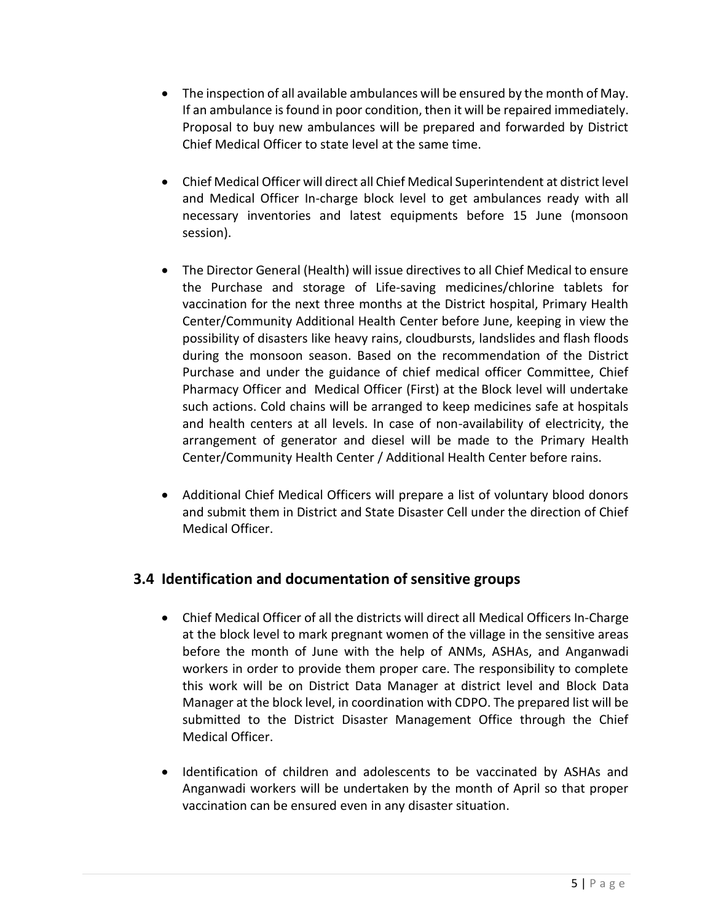- The inspection of all available ambulances will be ensured by the month of May. If an ambulance is found in poor condition, then it will be repaired immediately. Proposal to buy new ambulances will be prepared and forwarded by District Chief Medical Officer to state level at the same time.

- Chief Medical Officer will direct all Chief Medical Superintendent at district level and Medical Officer In-charge block level to get ambulances ready with all necessary inventories and latest equipments before 15 June (monsoon session).

- The Director General (Health) will issue directives to all Chief Medical to ensure the Purchase and storage of Life-saving medicines/chlorine tablets for vaccination for the next three months at the District hospital, Primary Health Center/Community Additional Health Center before June, keeping in view the possibility of disasters like heavy rains, cloudbursts, landslides and flash floods during the monsoon season. Based on the recommendation of the District Purchase and under the guidance of chief medical officer Committee, Chief Pharmacy Officer and Medical Officer (First) at the Block level will undertake such actions. Cold chains will be arranged to keep medicines safe at hospitals and health centers at all levels. In case of non-availability of electricity, the arrangement of generator and diesel will be made to the Primary Health Center/Community Health Center / Additional Health Center before rains.

- Additional Chief Medical Officers will prepare a list of voluntary blood donors and submit them in District and State Disaster Cell under the direction of Chief Medical Officer.

## 3.4 Identification and documentation of sensitive groups

- Chief Medical Officer of all the districts will direct all Medical Officers In-Charge at the block level to mark pregnant women of the village in the sensitive areas before the month of June with the help of ANMs, ASHAs, and Anganwadi workers in order to provide them proper care. The responsibility to complete this work will be on District Data Manager at district level and Block Data Manager at the block level, in coordination with CDPO. The prepared list will be submitted to the District Disaster Management Office through the Chief Medical Officer.

- Identification of children and adolescents to be vaccinated by ASHAs and Anganwadi workers will be undertaken by the month of April so that proper vaccination can be ensured even in any disaster situation.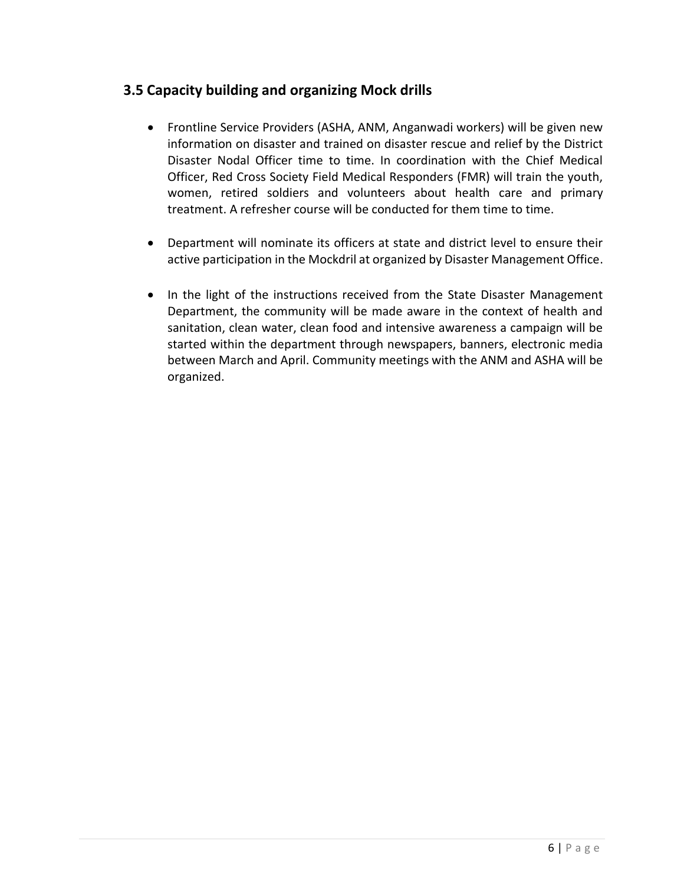### 3.5 Capacity building and organizing Mock drills

- Frontline Service Providers (ASHA, ANM, Anganwadi workers) will be given new information on disaster and trained on disaster rescue and relief by the District Disaster Nodal Officer time to time. In coordination with the Chief Medical Officer, Red Cross Society Field Medical Responders (FMR) will train the youth, women, retired soldiers and volunteers about health care and primary treatment. A refresher course will be conducted for them time to time.

- Department will nominate its officers at state and district level to ensure their active participation in the Mockdril at organized by Disaster Management Office.

- In the light of the instructions received from the State Disaster Management Department, the community will be made aware in the context of health and sanitation, clean water, clean food and intensive awareness a campaign will be started within the department through newspapers, banners, electronic media between March and April. Community meetings with the ANM and ASHA will be organized.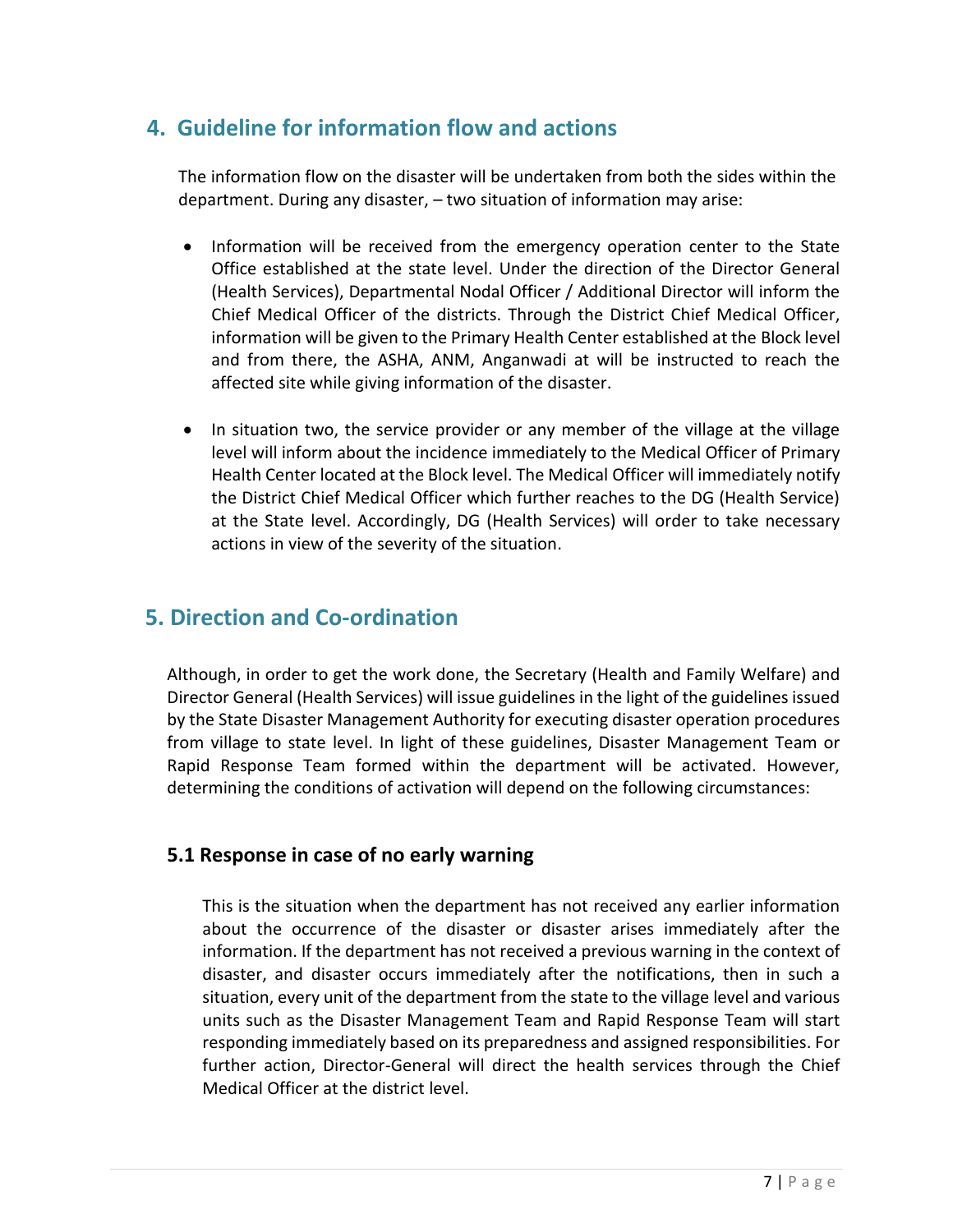## 4. Guideline for information flow and actions

The information flow on the disaster will be undertaken from both the sides within the department. During any disaster, – two situation of information may arise:

- Information will be received from the emergency operation center to the State Office established at the state level. Under the direction of the Director General (Health Services), Departmental Nodal Officer / Additional Director will inform the Chief Medical Officer of the districts. Through the District Chief Medical Officer, information will be given to the Primary Health Center established at the Block level and from there, the ASHA, ANM, Anganwadi at will be instructed to reach the affected site while giving information of the disaster.

- In situation two, the service provider or any member of the village at the village level will inform about the incidence immediately to the Medical Officer of Primary Health Center located at the Block level. The Medical Officer will immediately notify the District Chief Medical Officer which further reaches to the DG (Health Service) at the State level. Accordingly, DG (Health Services) will order to take necessary actions in view of the severity of the situation.

## 5. Direction and Co-ordination

Although, in order to get the work done, the Secretary (Health and Family Welfare) and Director General (Health Services) will issue guidelines in the light of the guidelines issued by the State Disaster Management Authority for executing disaster operation procedures from village to state level. In light of these guidelines, Disaster Management Team or Rapid Response Team formed within the department will be activated. However, determining the conditions of activation will depend on the following circumstances:

### 5.1 Response in case of no early warning

This is the situation when the department has not received any earlier information about the occurrence of the disaster or disaster arises immediately after the information. If the department has not received a previous warning in the context of disaster, and disaster occurs immediately after the notifications, then in such a situation, every unit of the department from the state to the village level and various units such as the Disaster Management Team and Rapid Response Team will start responding immediately based on its preparedness and assigned responsibilities. For further action, Director-General will direct the health services through the Chief Medical Officer at the district level.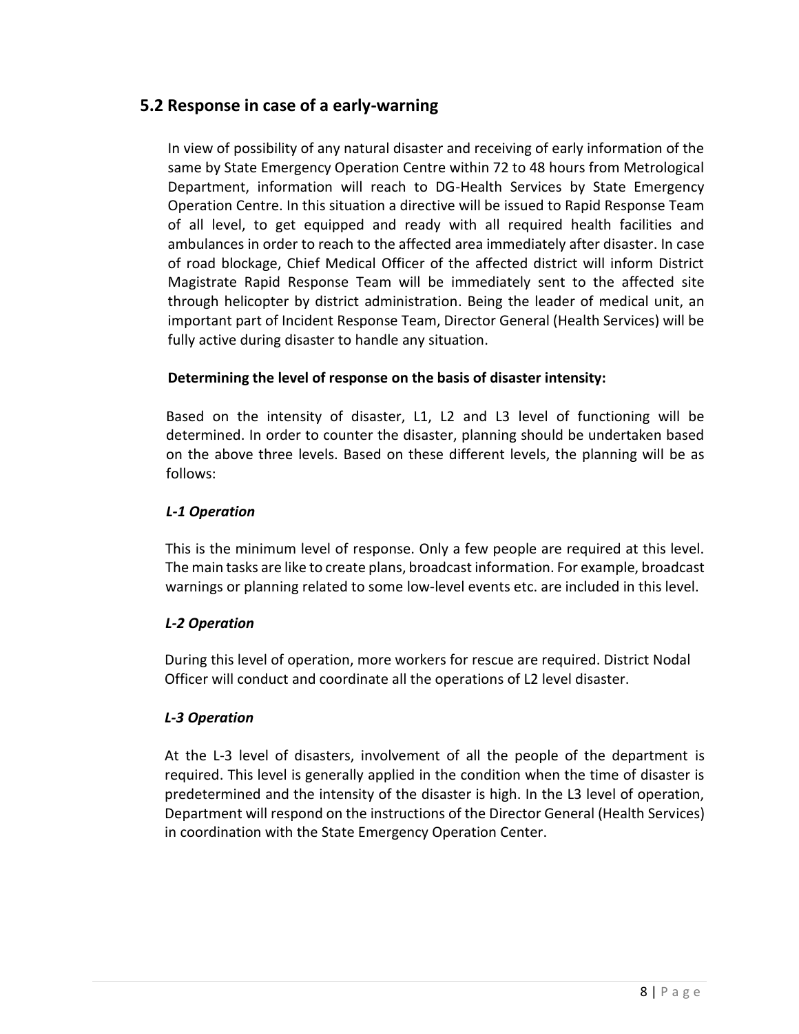## 5.2 Response in case of a early-warning

In view of possibility of any natural disaster and receiving of early information of the same by State Emergency Operation Centre within 72 to 48 hours from Metrological Department, information will reach to DG-Health Services by State Emergency Operation Centre. In this situation a directive will be issued to Rapid Response Team of all level, to get equipped and ready with all required health facilities and ambulances in order to reach to the affected area immediately after disaster. In case of road blockage, Chief Medical Officer of the affected district will inform District Magistrate Rapid Response Team will be immediately sent to the affected site through helicopter by district administration. Being the leader of medical unit, an important part of Incident Response Team, Director General (Health Services) will be fully active during disaster to handle any situation.

**Determining the level of response on the basis of disaster intensity:**

Based on the intensity of disaster, L1, L2 and L3 level of functioning will be determined. In order to counter the disaster, planning should be undertaken based on the above three levels. Based on these different levels, the planning will be as follows:

***L-1 Operation***

This is the minimum level of response. Only a few people are required at this level. The main tasks are like to create plans, broadcast information. For example, broadcast warnings or planning related to some low-level events etc. are included in this level.

***L-2 Operation***

During this level of operation, more workers for rescue are required. District Nodal Officer will conduct and coordinate all the operations of L2 level disaster.

***L-3 Operation***

At the L-3 level of disasters, involvement of all the people of the department is required. This level is generally applied in the condition when the time of disaster is predetermined and the intensity of the disaster is high. In the L3 level of operation, Department will respond on the instructions of the Director General (Health Services) in coordination with the State Emergency Operation Center.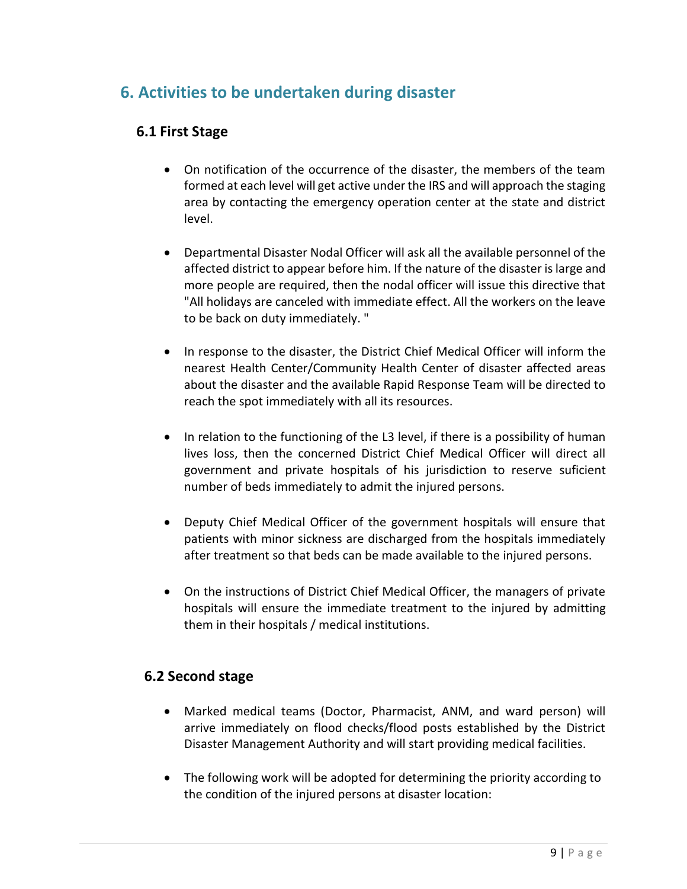## 6. Activities to be undertaken during disaster

### 6.1 First Stage

- On notification of the occurrence of the disaster, the members of the team formed at each level will get active under the IRS and will approach the staging area by contacting the emergency operation center at the state and district level.
- Departmental Disaster Nodal Officer will ask all the available personnel of the affected district to appear before him. If the nature of the disaster is large and more people are required, then the nodal officer will issue this directive that "All holidays are canceled with immediate effect. All the workers on the leave to be back on duty immediately. "
- In response to the disaster, the District Chief Medical Officer will inform the nearest Health Center/Community Health Center of disaster affected areas about the disaster and the available Rapid Response Team will be directed to reach the spot immediately with all its resources.
- In relation to the functioning of the L3 level, if there is a possibility of human lives loss, then the concerned District Chief Medical Officer will direct all government and private hospitals of his jurisdiction to reserve suficient number of beds immediately to admit the injured persons.
- Deputy Chief Medical Officer of the government hospitals will ensure that patients with minor sickness are discharged from the hospitals immediately after treatment so that beds can be made available to the injured persons.
- On the instructions of District Chief Medical Officer, the managers of private hospitals will ensure the immediate treatment to the injured by admitting them in their hospitals / medical institutions.

### 6.2 Second stage

- Marked medical teams (Doctor, Pharmacist, ANM, and ward person) will arrive immediately on flood checks/flood posts established by the District Disaster Management Authority and will start providing medical facilities.
- The following work will be adopted for determining the priority according to the condition of the injured persons at disaster location: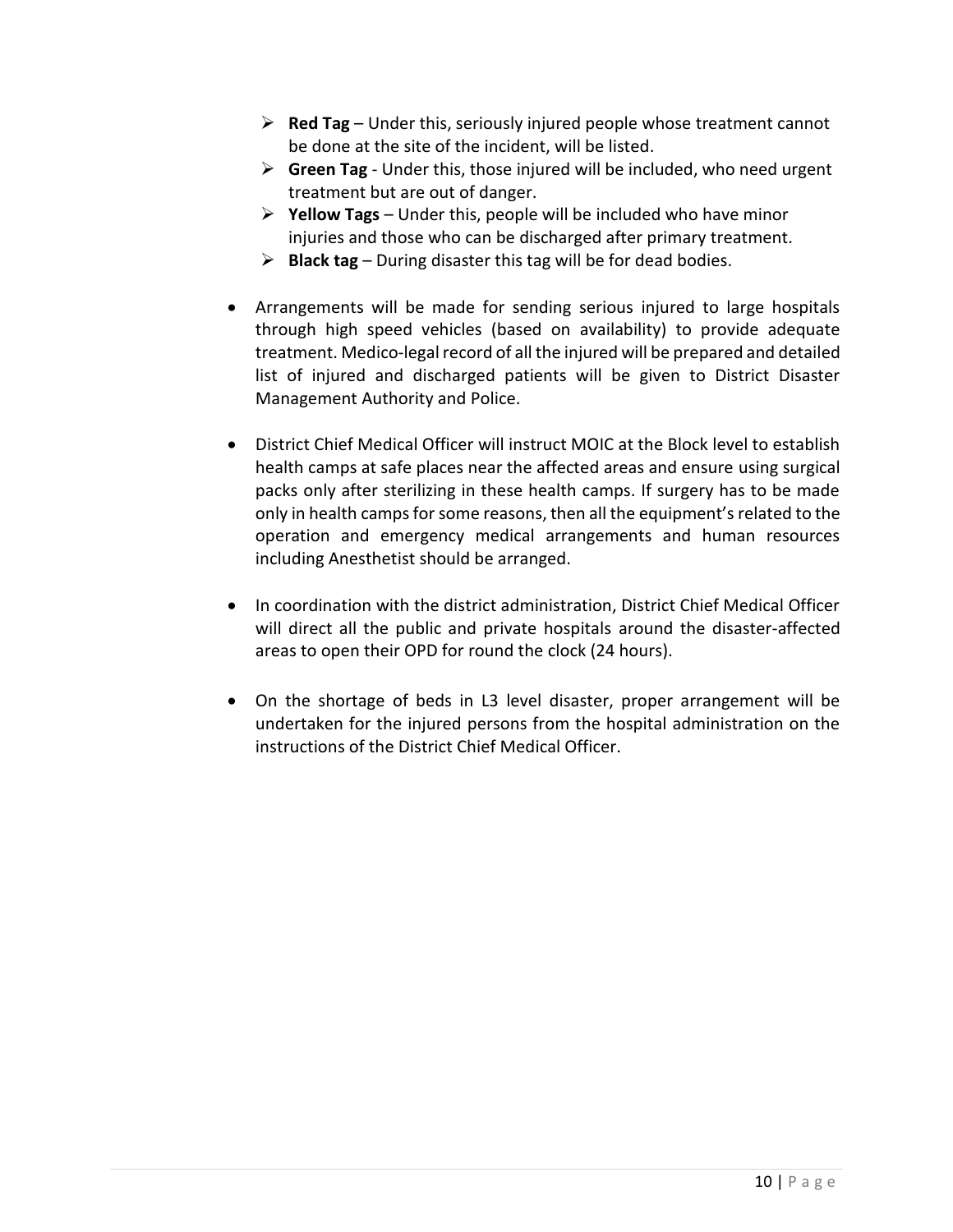- **Red Tag** – Under this, seriously injured people whose treatment cannot be done at the site of the incident, will be listed.
- **Green Tag** - Under this, those injured will be included, who need urgent treatment but are out of danger.
- **Yellow Tags** – Under this, people will be included who have minor injuries and those who can be discharged after primary treatment.
- **Black tag** – During disaster this tag will be for dead bodies.

- Arrangements will be made for sending serious injured to large hospitals through high speed vehicles (based on availability) to provide adequate treatment. Medico-legal record of all the injured will be prepared and detailed list of injured and discharged patients will be given to District Disaster Management Authority and Police.

- District Chief Medical Officer will instruct MOIC at the Block level to establish health camps at safe places near the affected areas and ensure using surgical packs only after sterilizing in these health camps. If surgery has to be made only in health camps for some reasons, then all the equipment's related to the operation and emergency medical arrangements and human resources including Anesthetist should be arranged.

- In coordination with the district administration, District Chief Medical Officer will direct all the public and private hospitals around the disaster-affected areas to open their OPD for round the clock (24 hours).

- On the shortage of beds in L3 level disaster, proper arrangement will be undertaken for the injured persons from the hospital administration on the instructions of the District Chief Medical Officer.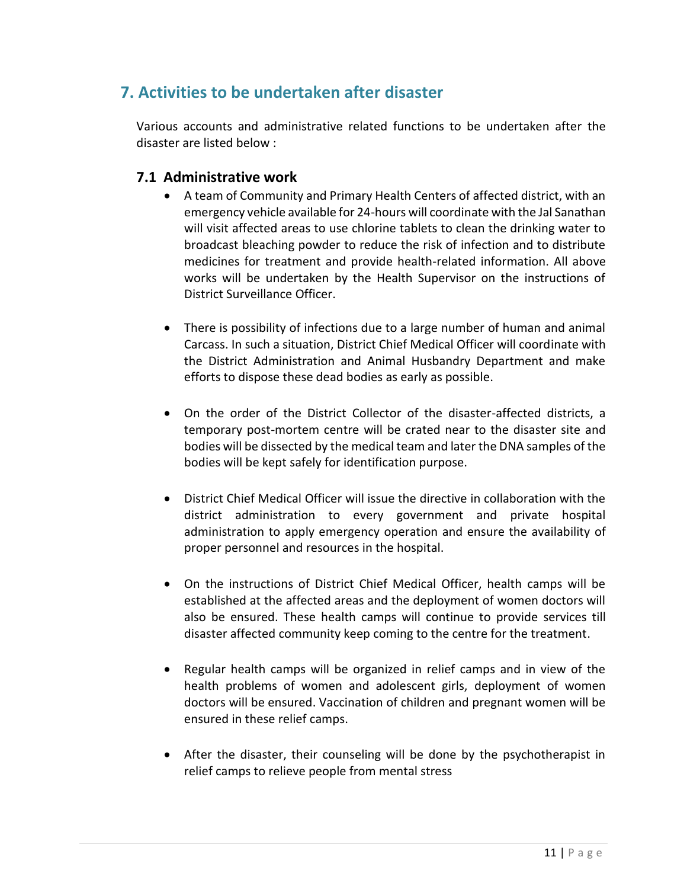## 7. Activities to be undertaken after disaster

Various accounts and administrative related functions to be undertaken after the disaster are listed below :

### 7.1 Administrative work

- A team of Community and Primary Health Centers of affected district, with an emergency vehicle available for 24-hours will coordinate with the Jal Sanathan will visit affected areas to use chlorine tablets to clean the drinking water to broadcast bleaching powder to reduce the risk of infection and to distribute medicines for treatment and provide health-related information. All above works will be undertaken by the Health Supervisor on the instructions of District Surveillance Officer.

- There is possibility of infections due to a large number of human and animal Carcass. In such a situation, District Chief Medical Officer will coordinate with the District Administration and Animal Husbandry Department and make efforts to dispose these dead bodies as early as possible.

- On the order of the District Collector of the disaster-affected districts, a temporary post-mortem centre will be crated near to the disaster site and bodies will be dissected by the medical team and later the DNA samples of the bodies will be kept safely for identification purpose.

- District Chief Medical Officer will issue the directive in collaboration with the district administration to every government and private hospital administration to apply emergency operation and ensure the availability of proper personnel and resources in the hospital.

- On the instructions of District Chief Medical Officer, health camps will be established at the affected areas and the deployment of women doctors will also be ensured. These health camps will continue to provide services till disaster affected community keep coming to the centre for the treatment.

- Regular health camps will be organized in relief camps and in view of the health problems of women and adolescent girls, deployment of women doctors will be ensured. Vaccination of children and pregnant women will be ensured in these relief camps.

- After the disaster, their counseling will be done by the psychotherapist in relief camps to relieve people from mental stress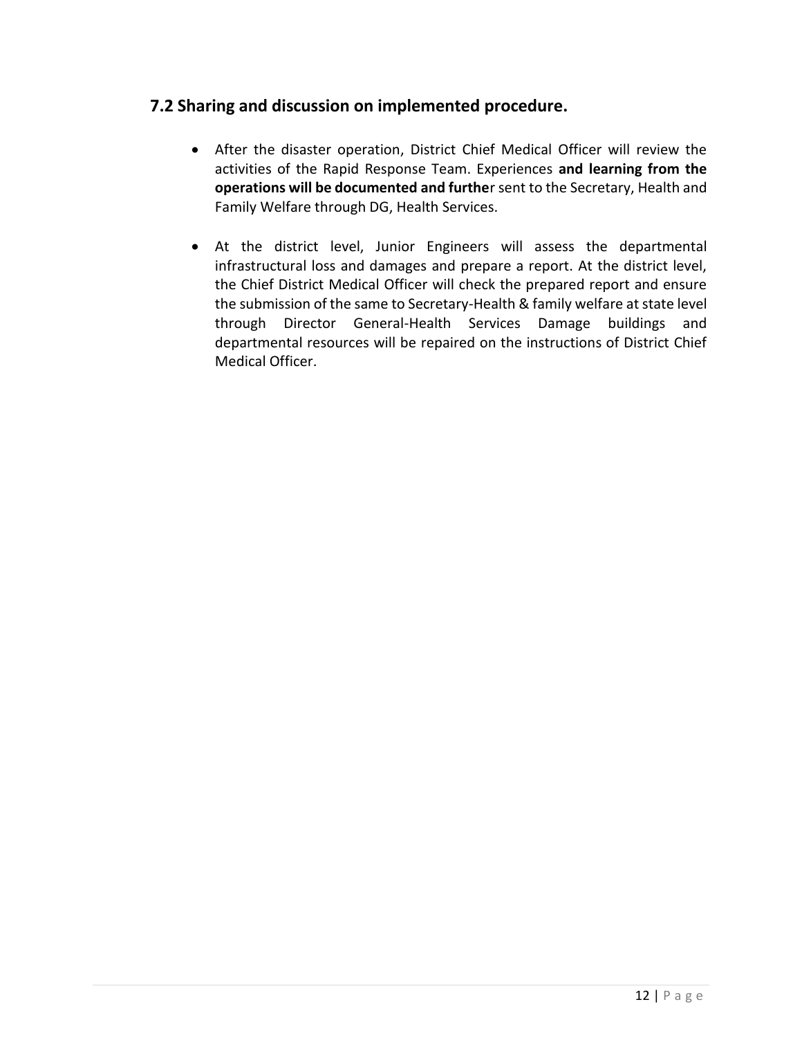## 7.2 Sharing and discussion on implemented procedure.

- After the disaster operation, District Chief Medical Officer will review the activities of the Rapid Response Team. Experiences **and learning from the operations will be documented and furthe**r sent to the Secretary, Health and Family Welfare through DG, Health Services.

- At the district level, Junior Engineers will assess the departmental infrastructural loss and damages and prepare a report. At the district level, the Chief District Medical Officer will check the prepared report and ensure the submission of the same to Secretary-Health & family welfare at state level through Director General-Health Services Damage buildings and departmental resources will be repaired on the instructions of District Chief Medical Officer.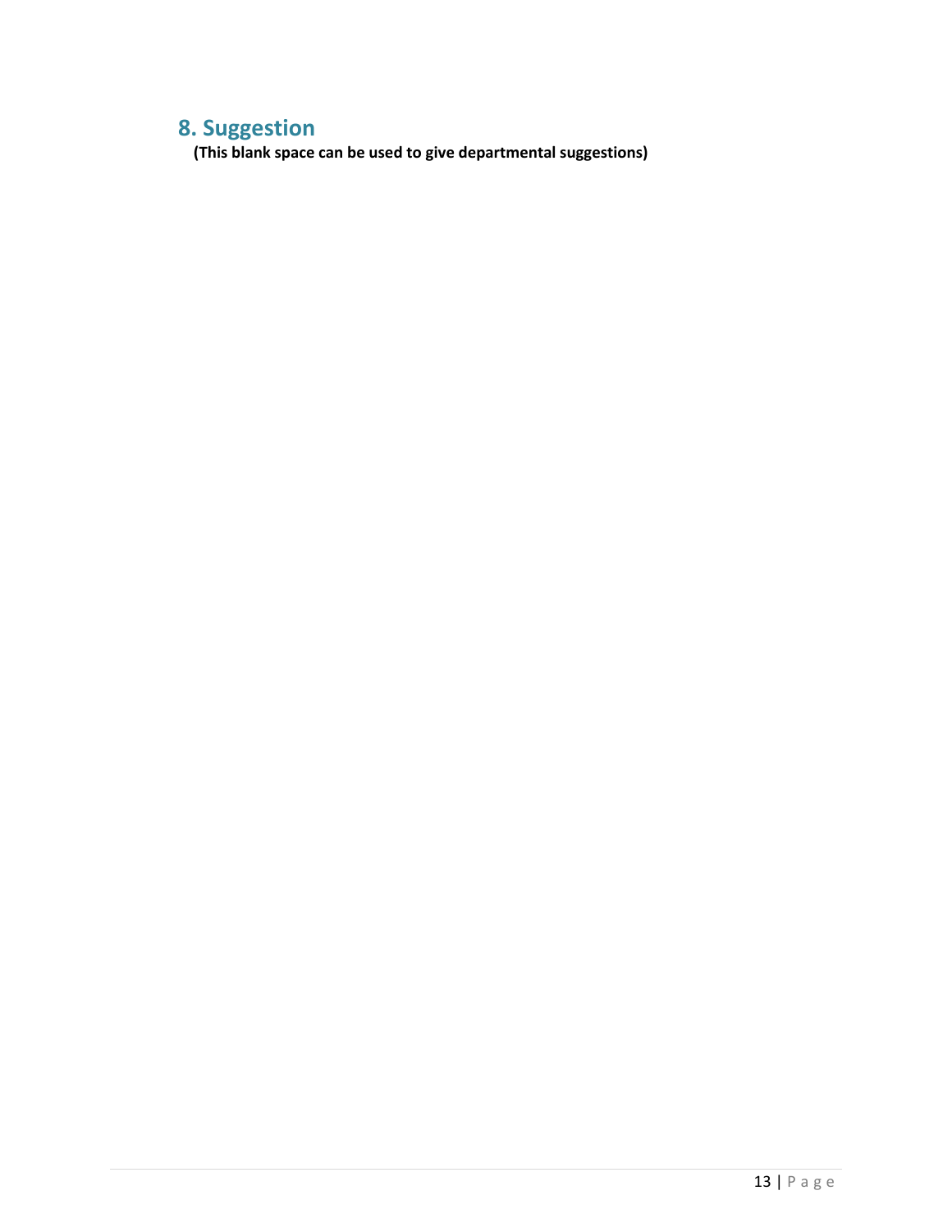## 8. Suggestion

**(This blank space can be used to give departmental suggestions)**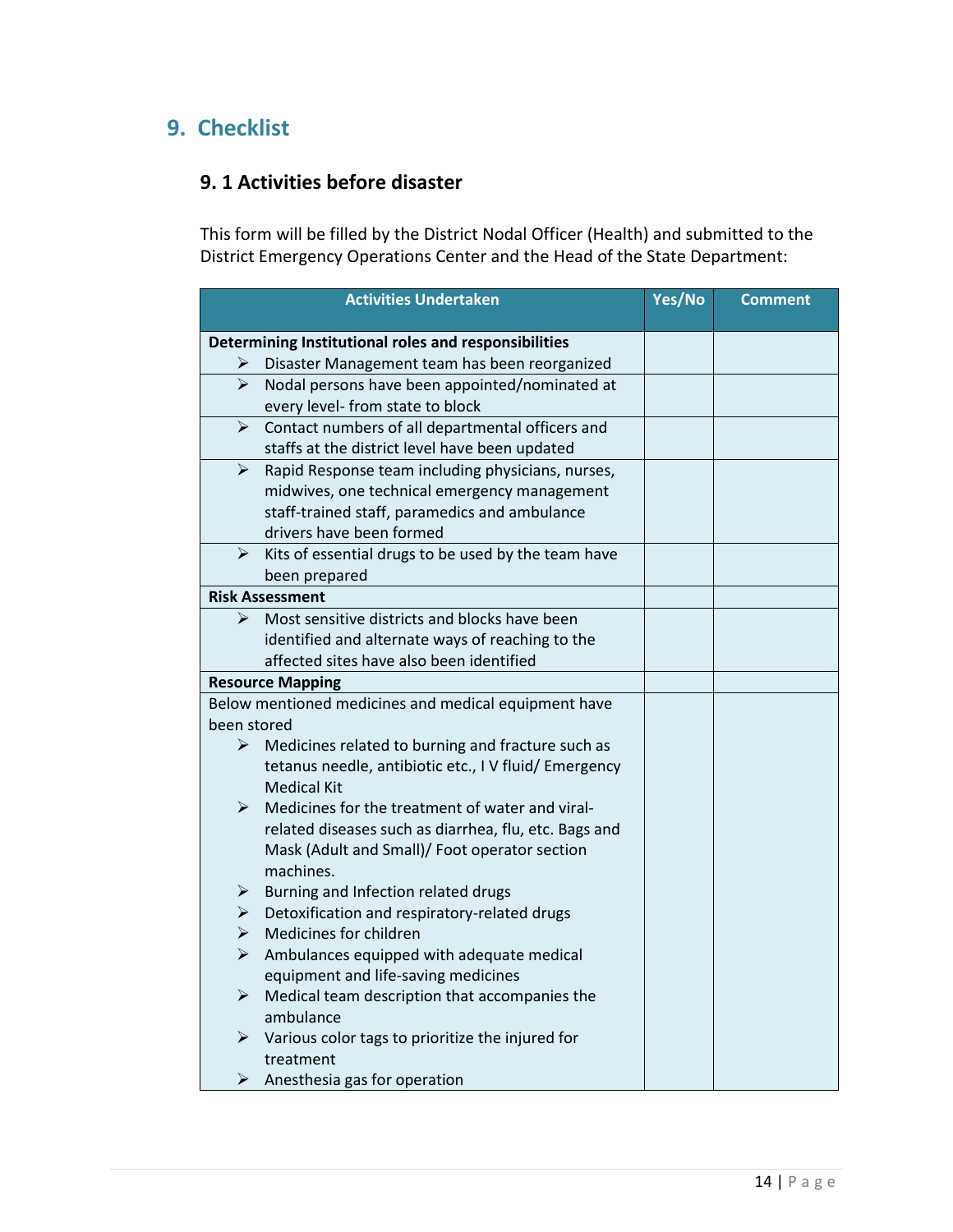## 9. Checklist

### 9. 1 Activities before disaster

This form will be filled by the District Nodal Officer (Health) and submitted to the District Emergency Operations Center and the Head of the State Department:

| Activities Undertaken | Yes/No | Comment |
|---|---|---|
| **Determining Institutional roles and responsibilities**<br>➢ Disaster Management team has been reorganized | | |
| ➢ Nodal persons have been appointed/nominated at every level- from state to block | | |
| ➢ Contact numbers of all departmental officers and staffs at the district level have been updated | | |
| ➢ Rapid Response team including physicians, nurses, midwives, one technical emergency management staff-trained staff, paramedics and ambulance drivers have been formed | | |
| ➢ Kits of essential drugs to be used by the team have been prepared | | |
| **Risk Assessment** | | |
| ➢ Most sensitive districts and blocks have been identified and alternate ways of reaching to the affected sites have also been identified | | |
| **Resource Mapping** | | |
| Below mentioned medicines and medical equipment have been stored<br>➢ Medicines related to burning and fracture such as tetanus needle, antibiotic etc., I V fluid/ Emergency Medical Kit<br>➢ Medicines for the treatment of water and viral-related diseases such as diarrhea, flu, etc. Bags and Mask (Adult and Small)/ Foot operator section machines.<br>➢ Burning and Infection related drugs<br>➢ Detoxification and respiratory-related drugs<br>➢ Medicines for children<br>➢ Ambulances equipped with adequate medical equipment and life-saving medicines<br>➢ Medical team description that accompanies the ambulance<br>➢ Various color tags to prioritize the injured for treatment<br>➢ Anesthesia gas for operation | | |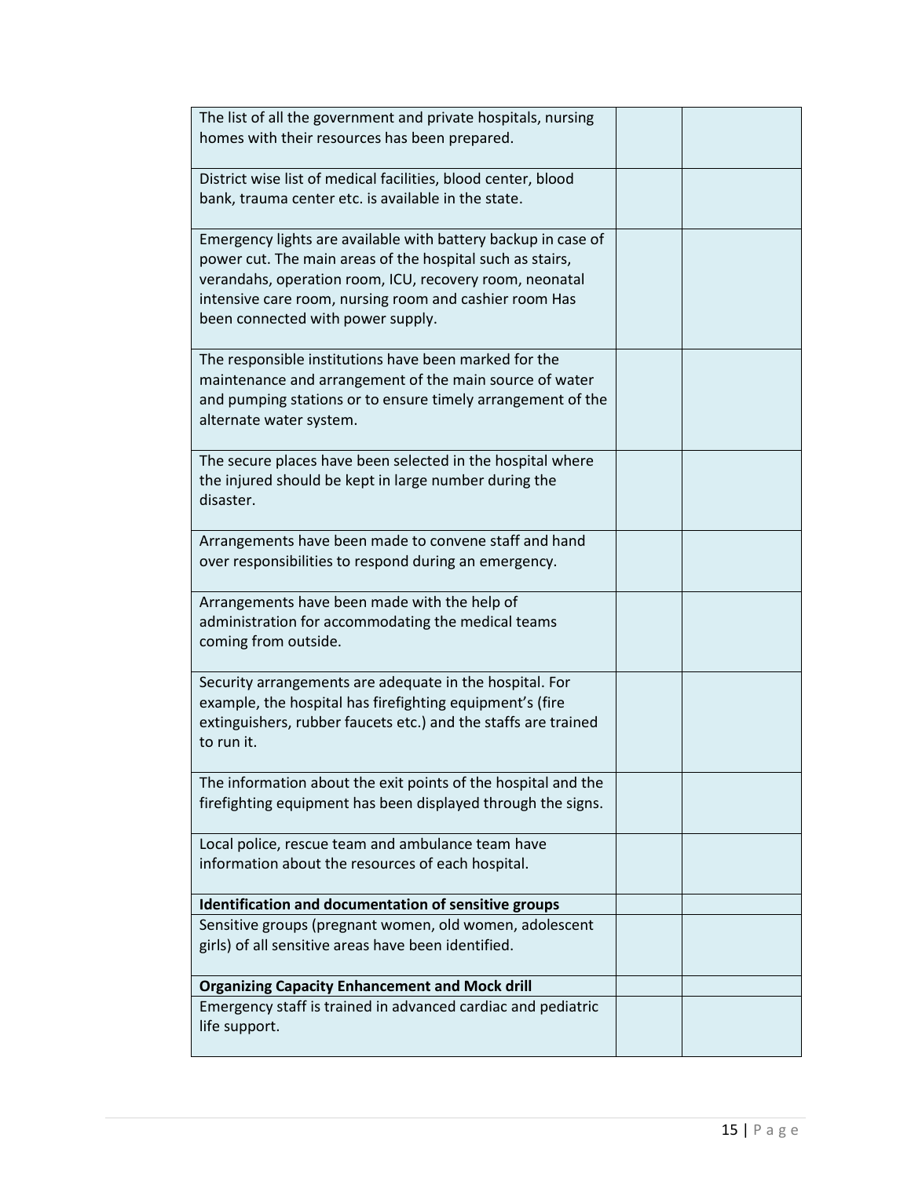| | | |
|---|---|---|
| The list of all the government and private hospitals, nursing homes with their resources has been prepared. | | |
| District wise list of medical facilities, blood center, blood bank, trauma center etc. is available in the state. | | |
| Emergency lights are available with battery backup in case of power cut. The main areas of the hospital such as stairs, verandahs, operation room, ICU, recovery room, neonatal intensive care room, nursing room and cashier room Has been connected with power supply. | | |
| The responsible institutions have been marked for the maintenance and arrangement of the main source of water and pumping stations or to ensure timely arrangement of the alternate water system. | | |
| The secure places have been selected in the hospital where the injured should be kept in large number during the disaster. | | |
| Arrangements have been made to convene staff and hand over responsibilities to respond during an emergency. | | |
| Arrangements have been made with the help of administration for accommodating the medical teams coming from outside. | | |
| Security arrangements are adequate in the hospital. For example, the hospital has firefighting equipment's (fire extinguishers, rubber faucets etc.) and the staffs are trained to run it. | | |
| The information about the exit points of the hospital and the firefighting equipment has been displayed through the signs. | | |
| Local police, rescue team and ambulance team have information about the resources of each hospital. | | |
| **Identification and documentation of sensitive groups** | | |
| Sensitive groups (pregnant women, old women, adolescent girls) of all sensitive areas have been identified. | | |
| **Organizing Capacity Enhancement and Mock drill** | | |
| Emergency staff is trained in advanced cardiac and pediatric life support. | | |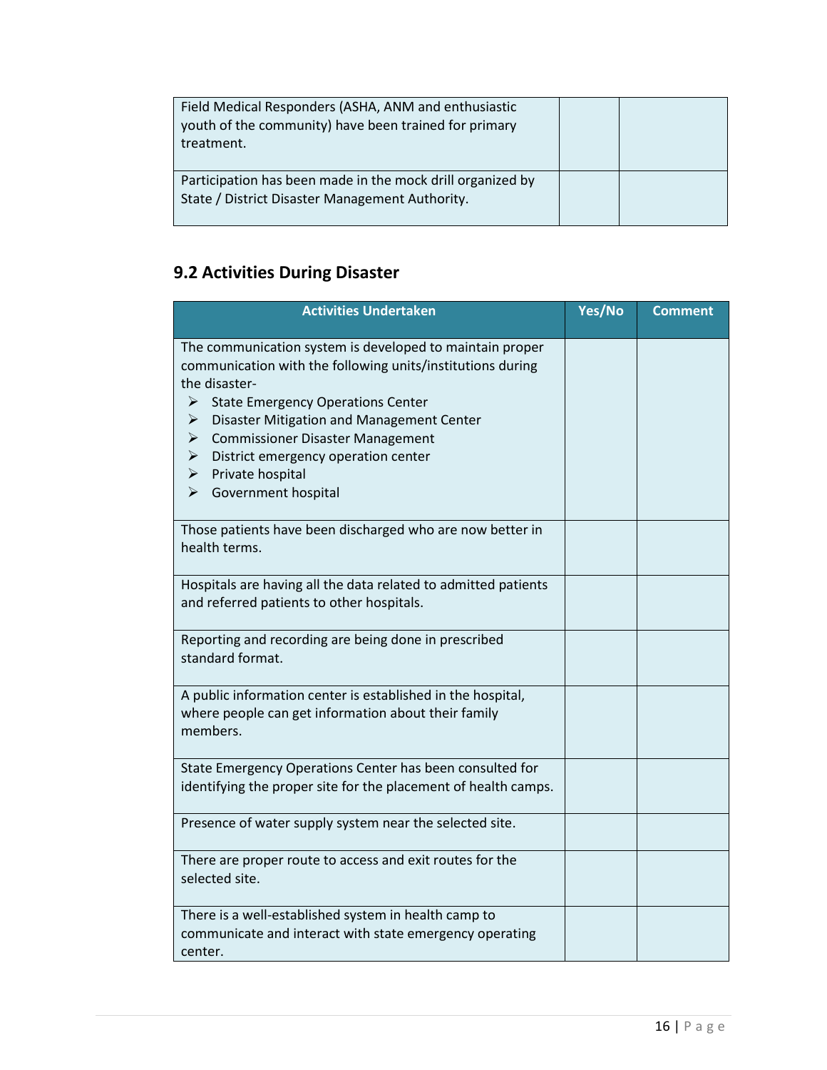| | | |
|---|---|---|
| Field Medical Responders (ASHA, ANM and enthusiastic youth of the community) have been trained for primary treatment. | | |
| Participation has been made in the mock drill organized by State / District Disaster Management Authority. | | |

## 9.2 Activities During Disaster

| Activities Undertaken | Yes/No | Comment |
|---|---|---|
| The communication system is developed to maintain proper communication with the following units/institutions during the disaster- <br> ➢ State Emergency Operations Center <br> ➢ Disaster Mitigation and Management Center <br> ➢ Commissioner Disaster Management <br> ➢ District emergency operation center <br> ➢ Private hospital <br> ➢ Government hospital | | |
| Those patients have been discharged who are now better in health terms. | | |
| Hospitals are having all the data related to admitted patients and referred patients to other hospitals. | | |
| Reporting and recording are being done in prescribed standard format. | | |
| A public information center is established in the hospital, where people can get information about their family members. | | |
| State Emergency Operations Center has been consulted for identifying the proper site for the placement of health camps. | | |
| Presence of water supply system near the selected site. | | |
| There are proper route to access and exit routes for the selected site. | | |
| There is a well-established system in health camp to communicate and interact with state emergency operating center. | | |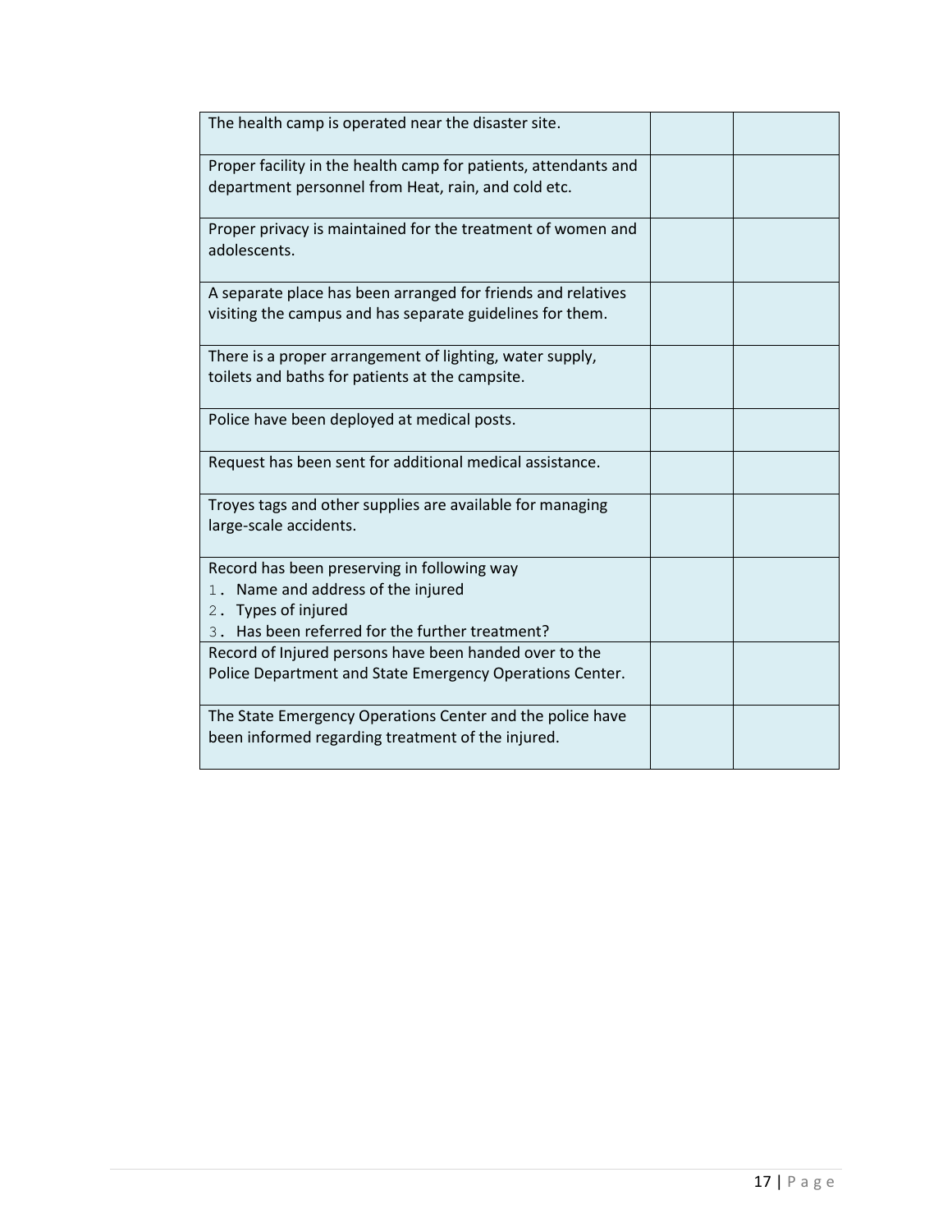| The health camp is operated near the disaster site. | | |
|---|---|---|
| Proper facility in the health camp for patients, attendants and department personnel from Heat, rain, and cold etc. | | |
| Proper privacy is maintained for the treatment of women and adolescents. | | |
| A separate place has been arranged for friends and relatives visiting the campus and has separate guidelines for them. | | |
| There is a proper arrangement of lighting, water supply, toilets and baths for patients at the campsite. | | |
| Police have been deployed at medical posts. | | |
| Request has been sent for additional medical assistance. | | |
| Troyes tags and other supplies are available for managing large-scale accidents. | | |
| Record has been preserving in following way<br>1. Name and address of the injured<br>2. Types of injured<br>3. Has been referred for the further treatment? | | |
| Record of Injured persons have been handed over to the Police Department and State Emergency Operations Center. | | |
| The State Emergency Operations Center and the police have been informed regarding treatment of the injured. | | |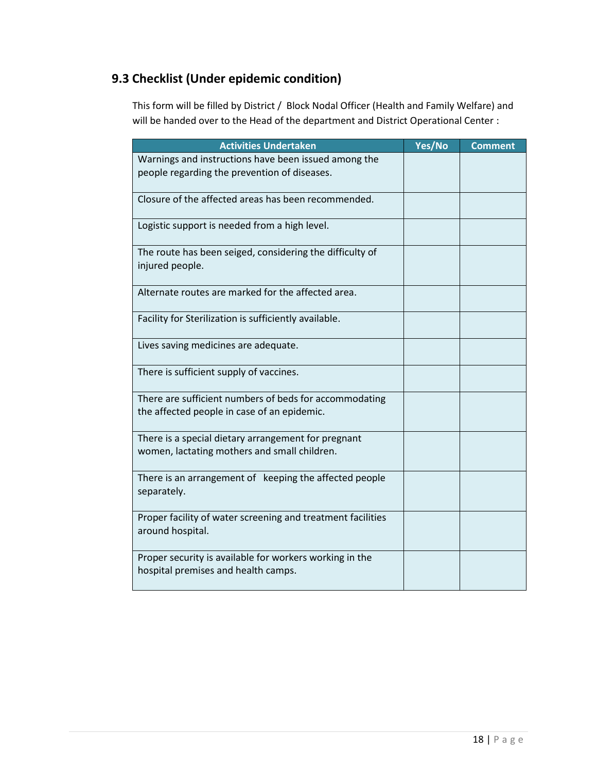## 9.3 Checklist (Under epidemic condition)

This form will be filled by District / Block Nodal Officer (Health and Family Welfare) and will be handed over to the Head of the department and District Operational Center :

| Activities Undertaken | Yes/No | Comment |
|---|---|---|
| Warnings and instructions have been issued among the people regarding the prevention of diseases. | | |
| Closure of the affected areas has been recommended. | | |
| Logistic support is needed from a high level. | | |
| The route has been seiged, considering the difficulty of injured people. | | |
| Alternate routes are marked for the affected area. | | |
| Facility for Sterilization is sufficiently available. | | |
| Lives saving medicines are adequate. | | |
| There is sufficient supply of vaccines. | | |
| There are sufficient numbers of beds for accommodating the affected people in case of an epidemic. | | |
| There is a special dietary arrangement for pregnant women, lactating mothers and small children. | | |
| There is an arrangement of keeping the affected people separately. | | |
| Proper facility of water screening and treatment facilities around hospital. | | |
| Proper security is available for workers working in the hospital premises and health camps. | | |